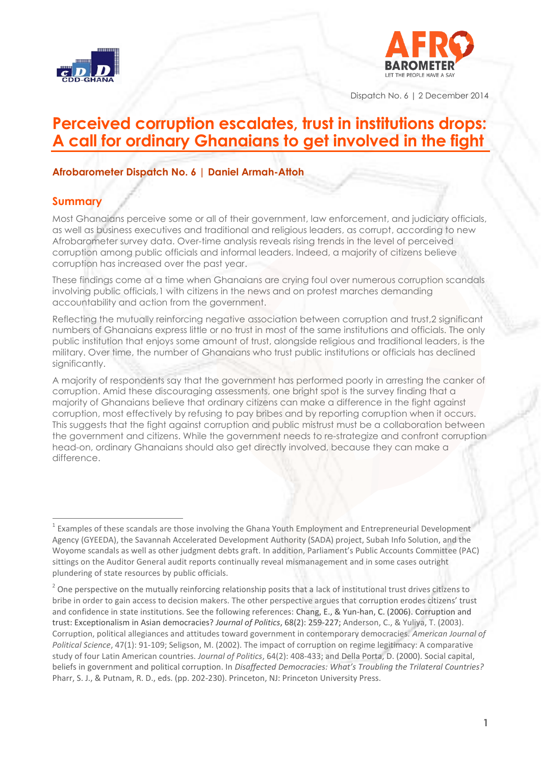Dispatch No. 6 | 2 December 2014

# Perceived corruption escalates, trust in institutions drops: A call for ordinary Ghanaians to get involved in the fight

**Afrobarometer Dispatch No. 6 | Daniel Armah-Attoh**

## Summary

Most Ghanaians perceive some or all of their government, law enforcement, and judiciary officials, as well as business executives and traditional and religious leaders, as corrupt, according to new Afrobarometer survey data. Over-time analysis reveals rising trends in the level of perceived corruption among public officials and informal leaders. Indeed, a majority of citizens believe corruption has increased over the past year.

These findings come at a time when Ghanaians are crying foul over numerous corruption scandals involving public officials,[1] with citizens in the news and on protest marches demanding accountability and action from the government.

Reflecting the mutually reinforcing negative association between corruption and trust,[2] significant numbers of Ghanaians express little or no trust in most of the same institutions and officials. The only public institution that enjoys some amount of trust, alongside religious and traditional leaders, is the military. Over time, the number of Ghanaians who trust public institutions or officials has declined significantly.

A majority of respondents say that the government has performed poorly in arresting the canker of corruption. Amid these discouraging assessments, one bright spot is the survey finding that a majority of Ghanaians believe that ordinary citizens can make a difference in the fight against corruption, most effectively by refusing to pay bribes and by reporting corruption when it occurs. This suggests that the fight against corruption and public mistrust must be a collaboration between the government and citizens. While the government needs to re-strategize and confront corruption head-on, ordinary Ghanaians should also get directly involved, because they can make a difference.

---

[1] Examples of these scandals are those involving the Ghana Youth Employment and Entrepreneurial Development Agency (GYEEDA), the Savannah Accelerated Development Authority (SADA) project, Subah Info Solution, and the Woyome scandals as well as other judgment debts graft. In addition, Parliament's Public Accounts Committee (PAC) sittings on the Auditor General audit reports continually reveal mismanagement and in some cases outright plundering of state resources by public officials.

[2] One perspective on the mutually reinforcing relationship posits that a lack of institutional trust drives citizens to bribe in order to gain access to decision makers. The other perspective argues that corruption erodes citizens' trust and confidence in state institutions. See the following references: Chang, E., & Yun-han, C. (2006). Corruption and trust: Exceptionalism in Asian democracies? *Journal of Politics*, 68(2): 259-227; Anderson, C., & Yuliya, T. (2003). Corruption, political allegiances and attitudes toward government in contemporary democracies. *American Journal of Political Science*, 47(1): 91-109; Seligson, M. (2002). The impact of corruption on regime legitimacy: A comparative study of four Latin American countries. *Journal of Politics*, 64(2): 408-433; and Della Porta, D. (2000). Social capital, beliefs in government and political corruption. In *Disaffected Democracies: What's Troubling the Trilateral Countries?* Pharr, S. J., & Putnam, R. D., eds. (pp. 202-230). Princeton, NJ: Princeton University Press.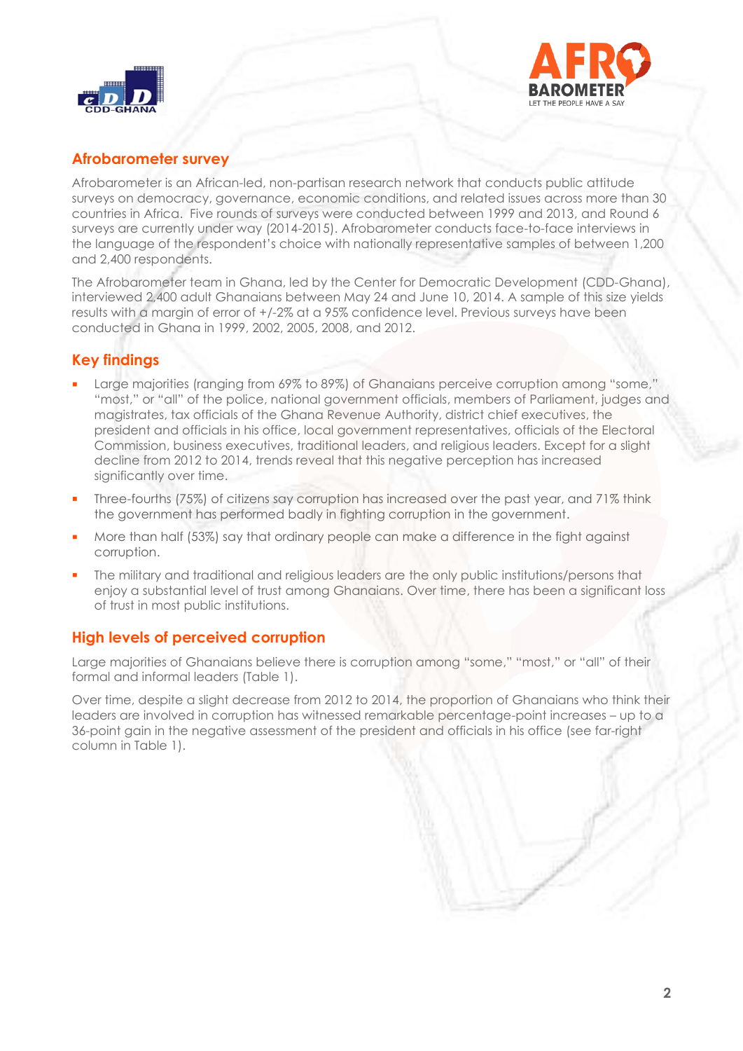## Afrobarometer survey

Afrobarometer is an African-led, non-partisan research network that conducts public attitude surveys on democracy, governance, economic conditions, and related issues across more than 30 countries in Africa. Five rounds of surveys were conducted between 1999 and 2013, and Round 6 surveys are currently under way (2014-2015). Afrobarometer conducts face-to-face interviews in the language of the respondent's choice with nationally representative samples of between 1,200 and 2,400 respondents.

The Afrobarometer team in Ghana, led by the Center for Democratic Development (CDD-Ghana), interviewed 2,400 adult Ghanaians between May 24 and June 10, 2014. A sample of this size yields results with a margin of error of +/-2% at a 95% confidence level. Previous surveys have been conducted in Ghana in 1999, 2002, 2005, 2008, and 2012.

## Key findings

- Large majorities (ranging from 69% to 89%) of Ghanaians perceive corruption among "some," "most," or "all" of the police, national government officials, members of Parliament, judges and magistrates, tax officials of the Ghana Revenue Authority, district chief executives, the president and officials in his office, local government representatives, officials of the Electoral Commission, business executives, traditional leaders, and religious leaders. Except for a slight decline from 2012 to 2014, trends reveal that this negative perception has increased significantly over time.
- Three-fourths (75%) of citizens say corruption has increased over the past year, and 71% think the government has performed badly in fighting corruption in the government.
- More than half (53%) say that ordinary people can make a difference in the fight against corruption.
- The military and traditional and religious leaders are the only public institutions/persons that enjoy a substantial level of trust among Ghanaians. Over time, there has been a significant loss of trust in most public institutions.

## High levels of perceived corruption

Large majorities of Ghanaians believe there is corruption among "some," "most," or "all" of their formal and informal leaders (Table 1).

Over time, despite a slight decrease from 2012 to 2014, the proportion of Ghanaians who think their leaders are involved in corruption has witnessed remarkable percentage-point increases – up to a 36-point gain in the negative assessment of the president and officials in his office (see far-right column in Table 1).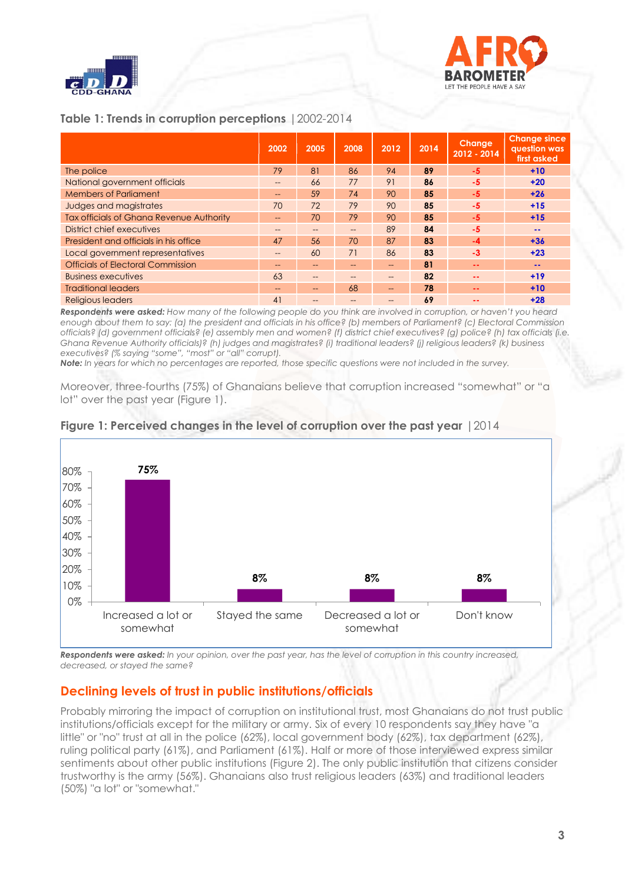**Table 1: Trends in corruption perceptions** | 2002-2014

| | 2002 | 2005 | 2008 | 2012 | 2014 | Change 2012 - 2014 | Change since question was first asked |
|---|---|---|---|---|---|---|---|
| The police | 79 | 81 | 86 | 94 | **89** | **-5** | **+10** |
| National government officials | -- | 66 | 77 | 91 | **86** | **-5** | **+20** |
| Members of Parliament | -- | 59 | 74 | 90 | **85** | **-5** | **+26** |
| Judges and magistrates | 70 | 72 | 79 | 90 | **85** | **-5** | **+15** |
| Tax officials of Ghana Revenue Authority | -- | 70 | 79 | 90 | **85** | **-5** | **+15** |
| District chief executives | -- | -- | -- | 89 | **84** | **-5** | **--** |
| President and officials in his office | 47 | 56 | 70 | 87 | **83** | **-4** | **+36** |
| Local government representatives | -- | 60 | 71 | 86 | **83** | **-3** | **+23** |
| Officials of Electoral Commission | -- | -- | -- | -- | **81** | **--** | **--** |
| Business executives | 63 | -- | -- | -- | **82** | **--** | **+19** |
| Traditional leaders | -- | -- | 68 | -- | **78** | **--** | **+10** |
| Religious leaders | 41 | -- | -- | -- | **69** | **--** | **+28** |

***Respondents were asked:*** *How many of the following people do you think are involved in corruption, or haven't you heard enough about them to say: (a) the president and officials in his office? (b) members of Parliament? (c) Electoral Commission officials? (d) government officials? (e) assembly men and women? (f) district chief executives? (g) police? (h) tax officials (i.e. Ghana Revenue Authority officials)? (h) judges and magistrates? (i) traditional leaders? (j) religious leaders? (k) business executives? (% saying "some", "most" or "all" corrupt).*

***Note:*** *In years for which no percentages are reported, those specific questions were not included in the survey.*

Moreover, three-fourths (75%) of Ghanaians believe that corruption increased "somewhat" or "a lot" over the past year (Figure 1).

**Figure 1: Perceived changes in the level of corruption over the past year** | 2014

| Response | % |
|---|---|
| Increased a lot or somewhat | 75% |
| Stayed the same | 8% |
| Decreased a lot or somewhat | 8% |
| Don't know | 8% |

***Respondents were asked:*** *In your opinion, over the past year, has the level of corruption in this country increased, decreased, or stayed the same?*

## Declining levels of trust in public institutions/officials

Probably mirroring the impact of corruption on institutional trust, most Ghanaians do not trust public institutions/officials except for the military or army. Six of every 10 respondents say they have "a little" or "no" trust at all in the police (62%), local government body (62%), tax department (62%), ruling political party (61%), and Parliament (61%). Half or more of those interviewed express similar sentiments about other public institutions (Figure 2). The only public institution that citizens consider trustworthy is the army (56%). Ghanaians also trust religious leaders (63%) and traditional leaders (50%) "a lot" or "somewhat."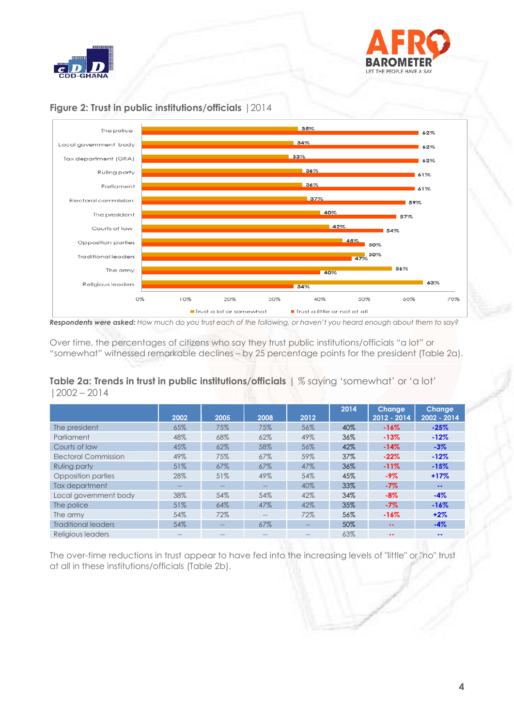## Figure 2: Trust in public institutions/officials | 2014

| | Trust a lot or somewhat | Trust a little or not at all |
|---|---|---|
| The police | 35% | 62% |
| Local government body | 34% | 62% |
| Tax department (GRA) | 33% | 62% |
| Ruling party | 36% | 61% |
| Parliament | 36% | 61% |
| Electoral commission | 37% | 59% |
| The president | 40% | 57% |
| Courts of law | 42% | 54% |
| Opposition parties | 45% | 50% |
| Traditional leaders | 50% | 47% |
| The army | 56% | 40% |
| Religious leaders | 63% | 34% |

***Respondents were asked:*** *How much do you trust each of the following, or haven't you heard enough about them to say?*

Over time, the percentages of citizens who say they trust public institutions/officials "a lot" or "somewhat" witnessed remarkable declines – by 25 percentage points for the president (Table 2a).

### Table 2a: Trends in trust in public institutions/officials | % saying 'somewhat' or 'a lot' | 2002 – 2014

| | 2002 | 2005 | 2008 | 2012 | 2014 | Change 2012 - 2014 | Change 2002 - 2014 |
|---|---|---|---|---|---|---|---|
| The president | 65% | 75% | 75% | 56% | 40% | -16% | -25% |
| Parliament | 48% | 68% | 62% | 49% | 36% | -13% | -12% |
| Courts of law | 45% | 62% | 58% | 56% | 42% | -14% | -3% |
| Electoral Commission | 49% | 75% | 67% | 59% | 37% | -22% | -12% |
| Ruling party | 51% | 67% | 67% | 47% | 36% | -11% | -15% |
| Opposition parties | 28% | 51% | 49% | 54% | 45% | -9% | +17% |
| Tax department | -- | -- | -- | 40% | 33% | -7% | -- |
| Local government body | 38% | 54% | 54% | 42% | 34% | -8% | -4% |
| The police | 51% | 64% | 47% | 42% | 35% | -7% | -16% |
| The army | 54% | 72% | -- | 72% | 56% | -16% | +2% |
| Traditional leaders | 54% | -- | 67% | -- | 50% | -- | -4% |
| Religious leaders | -- | -- | -- | -- | 63% | -- | -- |

The over-time reductions in trust appear to have fed into the increasing levels of "little" or "no" trust at all in these institutions/officials (Table 2b).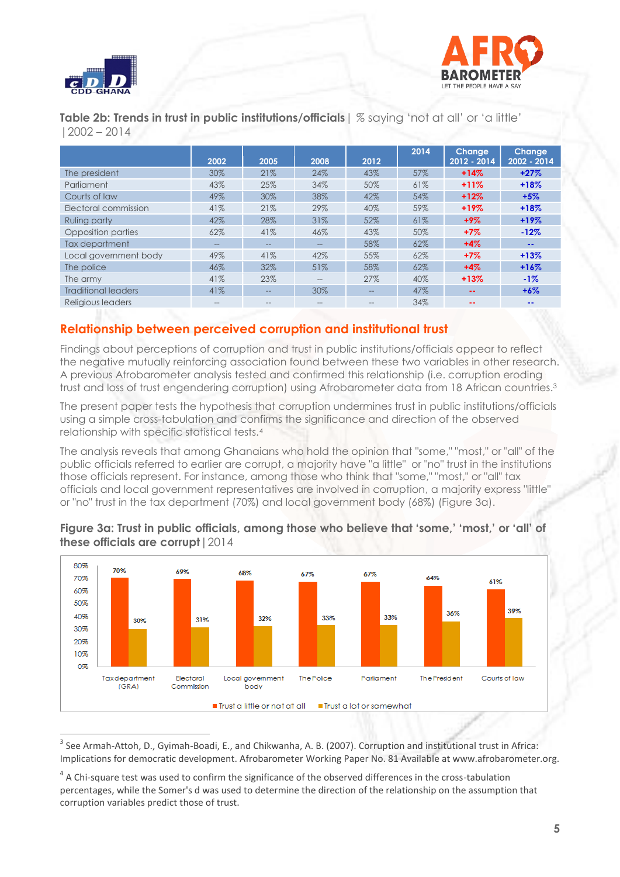**Table 2b: Trends in trust in public institutions/officials** | % saying 'not at all' or 'a little' | 2002 – 2014

| | 2002 | 2005 | 2008 | 2012 | 2014 | Change 2012 - 2014 | Change 2002 - 2014 |
|---|---|---|---|---|---|---|---|
| The president | 30% | 21% | 24% | 43% | 57% | +14% | +27% |
| Parliament | 43% | 25% | 34% | 50% | 61% | +11% | +18% |
| Courts of law | 49% | 30% | 38% | 42% | 54% | +12% | +5% |
| Electoral commission | 41% | 21% | 29% | 40% | 59% | +19% | +18% |
| Ruling party | 42% | 28% | 31% | 52% | 61% | +9% | +19% |
| Opposition parties | 62% | 41% | 46% | 43% | 50% | +7% | -12% |
| Tax department | -- | -- | -- | 58% | 62% | +4% | -- |
| Local government body | 49% | 41% | 42% | 55% | 62% | +7% | +13% |
| The police | 46% | 32% | 51% | 58% | 62% | +4% | +16% |
| The army | 41% | 23% | -- | 27% | 40% | +13% | -1% |
| Traditional leaders | 41% | -- | 30% | -- | 47% | -- | +6% |
| Religious leaders | -- | -- | -- | -- | 34% | -- | -- |

## Relationship between perceived corruption and institutional trust

Findings about perceptions of corruption and trust in public institutions/officials appear to reflect the negative mutually reinforcing association found between these two variables in other research. A previous Afrobarometer analysis tested and confirmed this relationship (i.e. corruption eroding trust and loss of trust engendering corruption) using Afrobarometer data from 18 African countries.[3]

The present paper tests the hypothesis that corruption undermines trust in public institutions/officials using a simple cross-tabulation and confirms the significance and direction of the observed relationship with specific statistical tests.[4]

The analysis reveals that among Ghanaians who hold the opinion that "some," "most," or "all" of the public officials referred to earlier are corrupt, a majority have "a little" or "no" trust in the institutions those officials represent. For instance, among those who think that "some," "most," or "all" tax officials and local government representatives are involved in corruption, a majority express "little" or "no" trust in the tax department (70%) and local government body (68%) (Figure 3a).

**Figure 3a: Trust in public officials, among those who believe that 'some,' 'most,' or 'all' of these officials are corrupt** | 2014

| | Trust a little or not at all | Trust a lot or somewhat |
|---|---|---|
| Tax department (GRA) | 70% | 30% |
| Electoral Commission | 69% | 31% |
| Local government body | 68% | 32% |
| The Police | 67% | 33% |
| Parliament | 67% | 33% |
| The President | 64% | 36% |
| Courts of law | 61% | 39% |

[3] See Armah-Attoh, D., Gyimah-Boadi, E., and Chikwanha, A. B. (2007). Corruption and institutional trust in Africa: Implications for democratic development. Afrobarometer Working Paper No. 81 Available at www.afrobarometer.org.

[4] A Chi-square test was used to confirm the significance of the observed differences in the cross-tabulation percentages, while the Somer's d was used to determine the direction of the relationship on the assumption that corruption variables predict those of trust.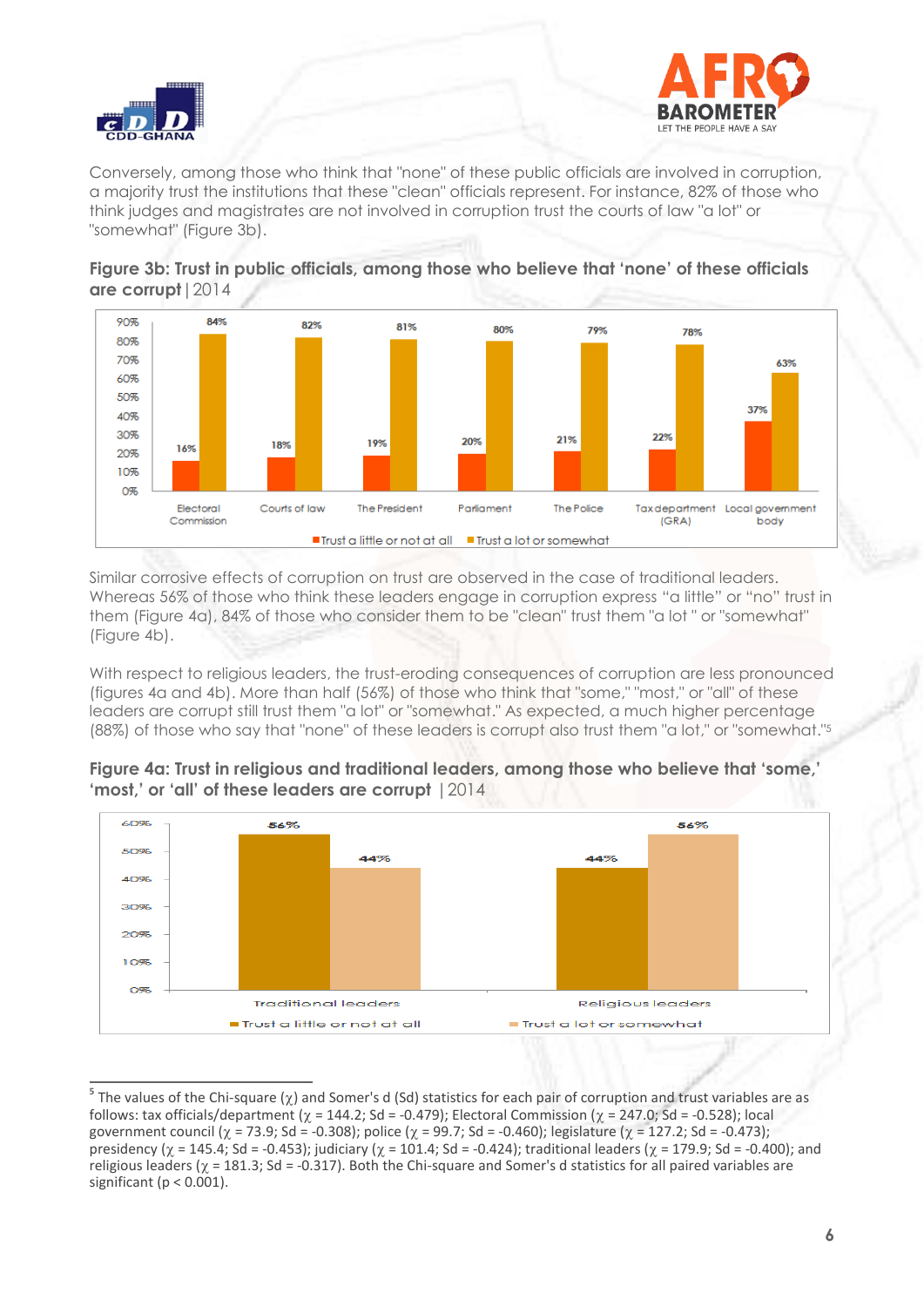Conversely, among those who think that "none" of these public officials are involved in corruption, a majority trust the institutions that these "clean" officials represent. For instance, 82% of those who think judges and magistrates are not involved in corruption trust the courts of law "a lot" or "somewhat" (Figure 3b).

**Figure 3b: Trust in public officials, among those who believe that 'none' of these officials are corrupt** | 2014

| | Trust a little or not at all | Trust a lot or somewhat |
|---|---|---|
| Electoral Commission | 16% | 84% |
| Courts of law | 18% | 82% |
| The President | 19% | 81% |
| Parliament | 20% | 80% |
| The Police | 21% | 79% |
| Tax department (GRA) | 22% | 78% |
| Local government body | 37% | 63% |

Similar corrosive effects of corruption on trust are observed in the case of traditional leaders. Whereas 56% of those who think these leaders engage in corruption express "a little" or "no" trust in them (Figure 4a), 84% of those who consider them to be "clean" trust them "a lot " or "somewhat" (Figure 4b).

With respect to religious leaders, the trust-eroding consequences of corruption are less pronounced (figures 4a and 4b). More than half (56%) of those who think that "some," "most," or "all" of these leaders are corrupt still trust them "a lot" or "somewhat." As expected, a much higher percentage (88%) of those who say that "none" of these leaders is corrupt also trust them "a lot," or "somewhat."[5]

**Figure 4a: Trust in religious and traditional leaders, among those who believe that 'some,' 'most,' or 'all' of these leaders are corrupt** | 2014

| | Trust a little or not at all | Trust a lot or somewhat |
|---|---|---|
| Traditional leaders | 56% | 44% |
| Religious leaders | 44% | 56% |

---

[5] The values of the Chi-square ($\chi$) and Somer's d (Sd) statistics for each pair of corruption and trust variables are as follows: tax officials/department ($\chi$ = 144.2; Sd = -0.479); Electoral Commission ($\chi$ = 247.0; Sd = -0.528); local government council ($\chi$ = 73.9; Sd = -0.308); police ($\chi$ = 99.7; Sd = -0.460); legislature ($\chi$ = 127.2; Sd = -0.473); presidency ($\chi$ = 145.4; Sd = -0.453); judiciary ($\chi$ = 101.4; Sd = -0.424); traditional leaders ($\chi$ = 179.9; Sd = -0.400); and religious leaders ($\chi$ = 181.3; Sd = -0.317). Both the Chi-square and Somer's d statistics for all paired variables are significant ($p < 0.001$).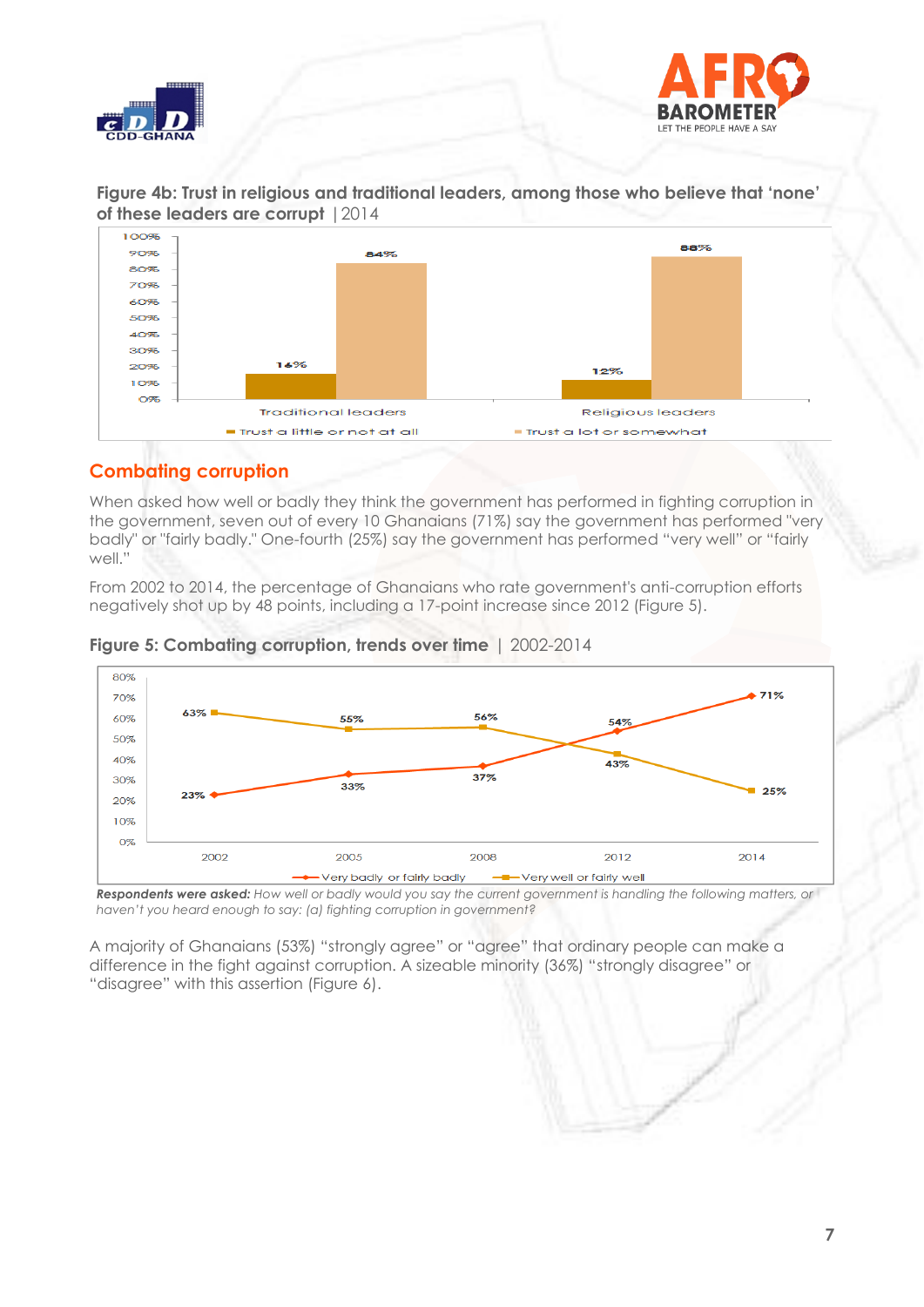**Figure 4b: Trust in religious and traditional leaders, among those who believe that 'none' of these leaders are corrupt** | 2014

| | Trust a little or not at all | Trust a lot or somewhat |
|---|---|---|
| Traditional leaders | 16% | 84% |
| Religious leaders | 12% | 88% |

## Combating corruption

When asked how well or badly they think the government has performed in fighting corruption in the government, seven out of every 10 Ghanaians (71%) say the government has performed "very badly" or "fairly badly." One-fourth (25%) say the government has performed "very well" or "fairly well."

From 2002 to 2014, the percentage of Ghanaians who rate government's anti-corruption efforts negatively shot up by 48 points, including a 17-point increase since 2012 (Figure 5).

**Figure 5: Combating corruption, trends over time** | 2002-2014

| | 2002 | 2005 | 2008 | 2012 | 2014 |
|---|---|---|---|---|---|
| Very badly or fairly badly | 23% | 33% | 37% | 54% | 71% |
| Very well or fairly well | 63% | 55% | 56% | 43% | 25% |

***Respondents were asked:*** *How well or badly would you say the current government is handling the following matters, or haven't you heard enough to say: (a) fighting corruption in government?*

A majority of Ghanaians (53%) "strongly agree" or "agree" that ordinary people can make a difference in the fight against corruption. A sizeable minority (36%) "strongly disagree" or "disagree" with this assertion (Figure 6).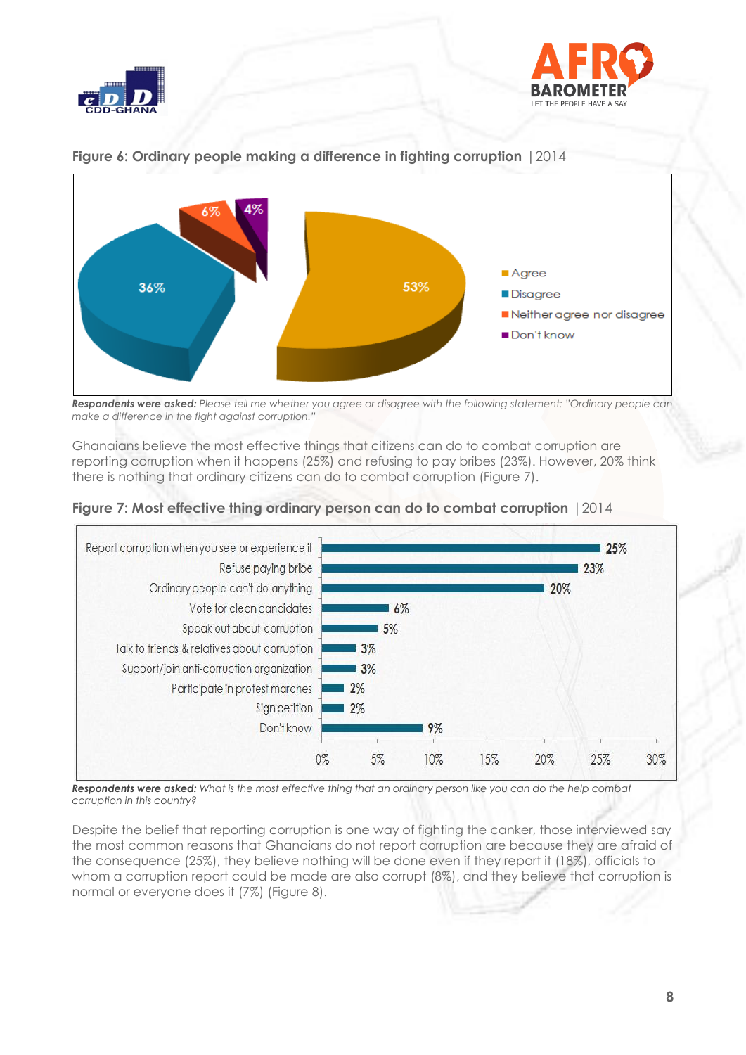**Figure 6: Ordinary people making a difference in fighting corruption** | 2014

| Response | Percentage |
|---|---|
| Agree | 53% |
| Disagree | 36% |
| Neither agree nor disagree | 6% |
| Don't know | 4% |

***Respondents were asked:*** *Please tell me whether you agree or disagree with the following statement: "Ordinary people can make a difference in the fight against corruption."*

Ghanaians believe the most effective things that citizens can do to combat corruption are reporting corruption when it happens (25%) and refusing to pay bribes (23%). However, 20% think there is nothing that ordinary citizens can do to combat corruption (Figure 7).

**Figure 7: Most effective thing ordinary person can do to combat corruption** | 2014

| Response | Percentage |
|---|---|
| Report corruption when you see or experience it | 25% |
| Refuse paying bribe | 23% |
| Ordinary people can't do anything | 20% |
| Vote for clean candidates | 6% |
| Speak out about corruption | 5% |
| Talk to friends & relatives about corruption | 3% |
| Support/join anti-corruption organization | 3% |
| Participate in protest marches | 2% |
| Sign petition | 2% |
| Don't know | 9% |

***Respondents were asked:*** *What is the most effective thing that an ordinary person like you can do the help combat corruption in this country?*

Despite the belief that reporting corruption is one way of fighting the canker, those interviewed say the most common reasons that Ghanaians do not report corruption are because they are afraid of the consequence (25%), they believe nothing will be done even if they report it (18%), officials to whom a corruption report could be made are also corrupt (8%), and they believe that corruption is normal or everyone does it (7%) (Figure 8).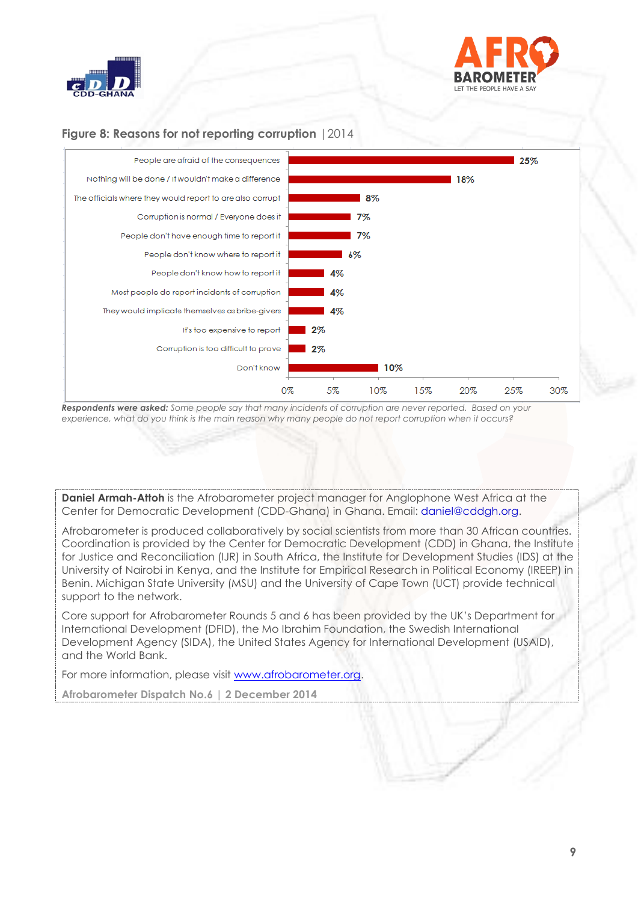**Figure 8: Reasons for not reporting corruption** | 2014

People are afraid of the consequences 25%
Nothing will be done / It wouldn't make a difference 18%
The officials where they would report to are also corrupt 8%
Corruption is normal / Everyone does it 7%
People don't have enough time to report it 7%
People don't know where to report it 6%
People don't know how to report it 4%
Most people do report incidents of corruption 4%
They would implicate themselves as bribe-givers 4%
It's too expensive to report 2%
Corruption is too difficult to prove 2%
Don't know 10%

0% 5% 10% 15% 20% 25% 30%

***Respondents were asked:*** *Some people say that many incidents of corruption are never reported. Based on your experience, what do you think is the main reason why many people do not report corruption when it occurs?*

**Daniel Armah-Attoh** is the Afrobarometer project manager for Anglophone West Africa at the Center for Democratic Development (CDD-Ghana) in Ghana. Email: daniel@cddgh.org.

Afrobarometer is produced collaboratively by social scientists from more than 30 African countries. Coordination is provided by the Center for Democratic Development (CDD) in Ghana, the Institute for Justice and Reconciliation (IJR) in South Africa, the Institute for Development Studies (IDS) at the University of Nairobi in Kenya, and the Institute for Empirical Research in Political Economy (IREEP) in Benin. Michigan State University (MSU) and the University of Cape Town (UCT) provide technical support to the network.

Core support for Afrobarometer Rounds 5 and 6 has been provided by the UK's Department for International Development (DFID), the Mo Ibrahim Foundation, the Swedish International Development Agency (SIDA), the United States Agency for International Development (USAID), and the World Bank.

For more information, please visit www.afrobarometer.org.

**Afrobarometer Dispatch No.6 | 2 December 2014**